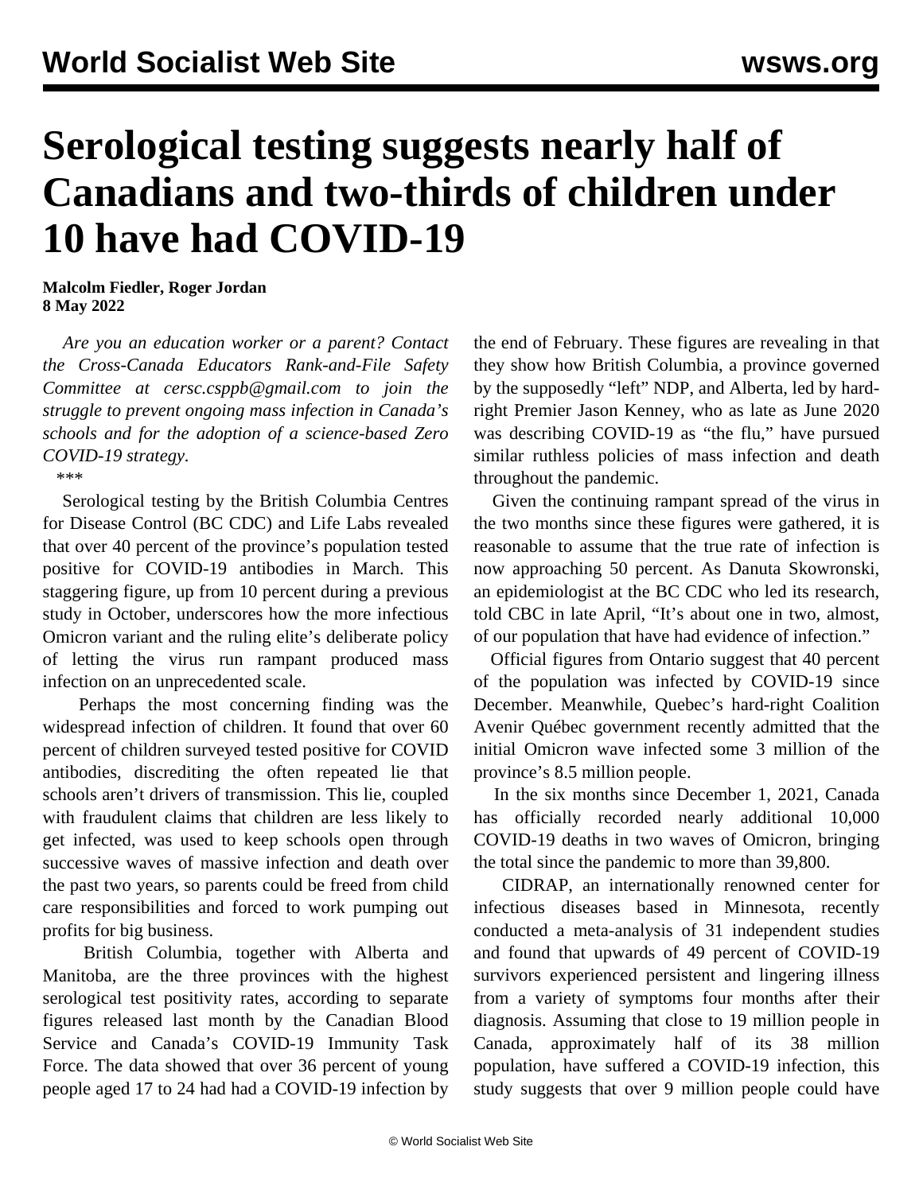# Serological testing suggests nearly half of Canadians and two-thirds of children under 10 have had COVID-19

**Malcolm Fiedler, Roger Jordan**
**8 May 2022**

*Are you an education worker or a parent? Contact the Cross-Canada Educators Rank-and-File Safety Committee at cersc.csppb@gmail.com to join the struggle to prevent ongoing mass infection in Canada's schools and for the adoption of a science-based Zero COVID-19 strategy.*

***

Serological testing by the British Columbia Centres for Disease Control (BC CDC) and Life Labs revealed that over 40 percent of the province's population tested positive for COVID-19 antibodies in March. This staggering figure, up from 10 percent during a previous study in October, underscores how the more infectious Omicron variant and the ruling elite's deliberate policy of letting the virus run rampant produced mass infection on an unprecedented scale.

Perhaps the most concerning finding was the widespread infection of children. It found that over 60 percent of children surveyed tested positive for COVID antibodies, discrediting the often repeated lie that schools aren't drivers of transmission. This lie, coupled with fraudulent claims that children are less likely to get infected, was used to keep schools open through successive waves of massive infection and death over the past two years, so parents could be freed from child care responsibilities and forced to work pumping out profits for big business.

British Columbia, together with Alberta and Manitoba, are the three provinces with the highest serological test positivity rates, according to separate figures released last month by the Canadian Blood Service and Canada's COVID-19 Immunity Task Force. The data showed that over 36 percent of young people aged 17 to 24 had had a COVID-19 infection by the end of February. These figures are revealing in that they show how British Columbia, a province governed by the supposedly "left" NDP, and Alberta, led by hard-right Premier Jason Kenney, who as late as June 2020 was describing COVID-19 as "the flu," have pursued similar ruthless policies of mass infection and death throughout the pandemic.

Given the continuing rampant spread of the virus in the two months since these figures were gathered, it is reasonable to assume that the true rate of infection is now approaching 50 percent. As Danuta Skowronski, an epidemiologist at the BC CDC who led its research, told CBC in late April, "It's about one in two, almost, of our population that have had evidence of infection."

Official figures from Ontario suggest that 40 percent of the population was infected by COVID-19 since December. Meanwhile, Quebec's hard-right Coalition Avenir Québec government recently admitted that the initial Omicron wave infected some 3 million of the province's 8.5 million people.

In the six months since December 1, 2021, Canada has officially recorded nearly additional 10,000 COVID-19 deaths in two waves of Omicron, bringing the total since the pandemic to more than 39,800.

CIDRAP, an internationally renowned center for infectious diseases based in Minnesota, recently conducted a meta-analysis of 31 independent studies and found that upwards of 49 percent of COVID-19 survivors experienced persistent and lingering illness from a variety of symptoms four months after their diagnosis. Assuming that close to 19 million people in Canada, approximately half of its 38 million population, have suffered a COVID-19 infection, this study suggests that over 9 million people could have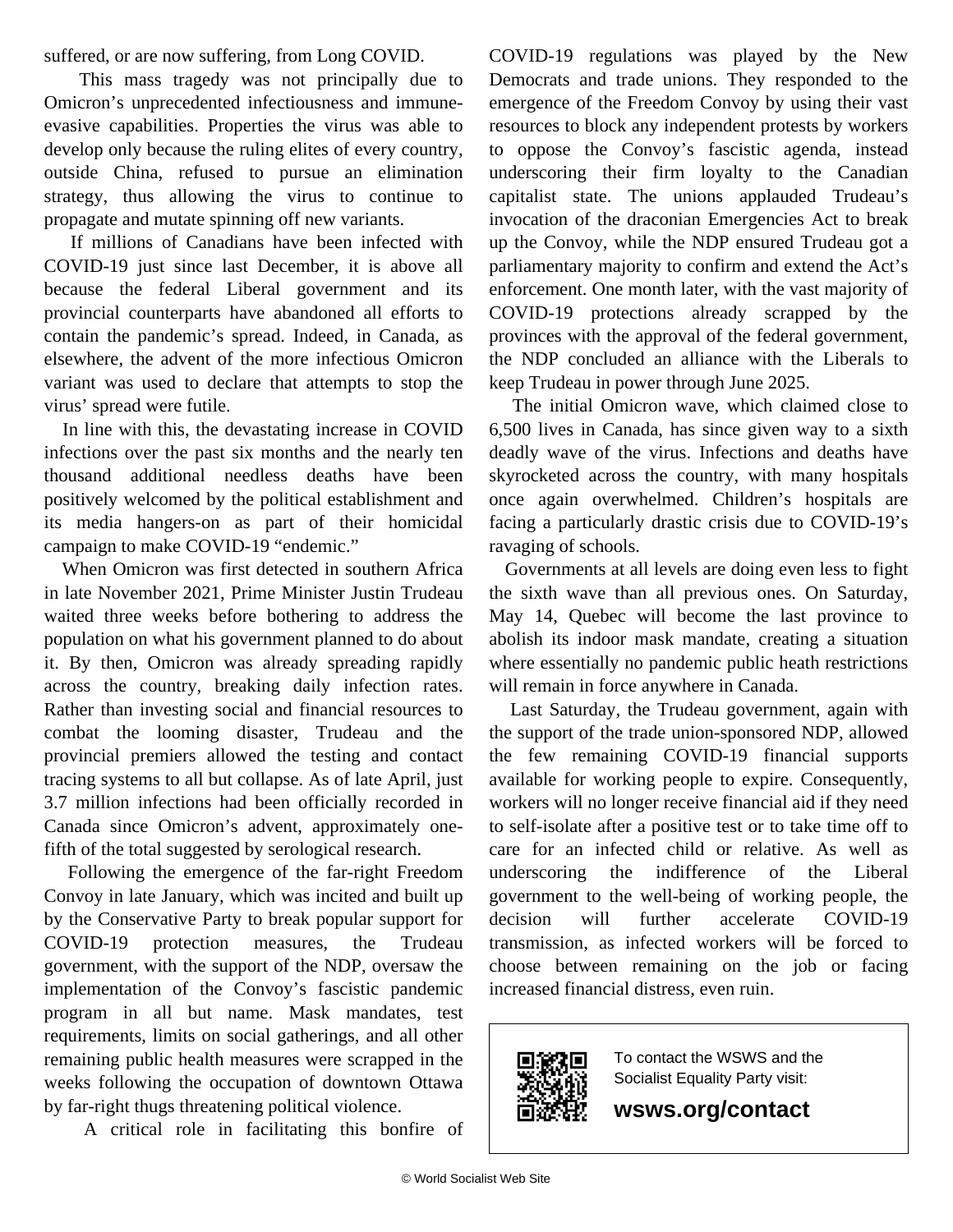suffered, or are now suffering, from Long COVID.

This mass tragedy was not principally due to Omicron's unprecedented infectiousness and immune-evasive capabilities. Properties the virus was able to develop only because the ruling elites of every country, outside China, refused to pursue an elimination strategy, thus allowing the virus to continue to propagate and mutate spinning off new variants.

If millions of Canadians have been infected with COVID-19 just since last December, it is above all because the federal Liberal government and its provincial counterparts have abandoned all efforts to contain the pandemic's spread. Indeed, in Canada, as elsewhere, the advent of the more infectious Omicron variant was used to declare that attempts to stop the virus' spread were futile.

In line with this, the devastating increase in COVID infections over the past six months and the nearly ten thousand additional needless deaths have been positively welcomed by the political establishment and its media hangers-on as part of their homicidal campaign to make COVID-19 "endemic."

When Omicron was first detected in southern Africa in late November 2021, Prime Minister Justin Trudeau waited three weeks before bothering to address the population on what his government planned to do about it. By then, Omicron was already spreading rapidly across the country, breaking daily infection rates. Rather than investing social and financial resources to combat the looming disaster, Trudeau and the provincial premiers allowed the testing and contact tracing systems to all but collapse. As of late April, just 3.7 million infections had been officially recorded in Canada since Omicron's advent, approximately one-fifth of the total suggested by serological research.

Following the emergence of the far-right Freedom Convoy in late January, which was incited and built up by the Conservative Party to break popular support for COVID-19 protection measures, the Trudeau government, with the support of the NDP, oversaw the implementation of the Convoy's fascistic pandemic program in all but name. Mask mandates, test requirements, limits on social gatherings, and all other remaining public health measures were scrapped in the weeks following the occupation of downtown Ottawa by far-right thugs threatening political violence.

A critical role in facilitating this bonfire of COVID-19 regulations was played by the New Democrats and trade unions. They responded to the emergence of the Freedom Convoy by using their vast resources to block any independent protests by workers to oppose the Convoy's fascistic agenda, instead underscoring their firm loyalty to the Canadian capitalist state. The unions applauded Trudeau's invocation of the draconian Emergencies Act to break up the Convoy, while the NDP ensured Trudeau got a parliamentary majority to confirm and extend the Act's enforcement. One month later, with the vast majority of COVID-19 protections already scrapped by the provinces with the approval of the federal government, the NDP concluded an alliance with the Liberals to keep Trudeau in power through June 2025.

The initial Omicron wave, which claimed close to 6,500 lives in Canada, has since given way to a sixth deadly wave of the virus. Infections and deaths have skyrocketed across the country, with many hospitals once again overwhelmed. Children's hospitals are facing a particularly drastic crisis due to COVID-19's ravaging of schools.

Governments at all levels are doing even less to fight the sixth wave than all previous ones. On Saturday, May 14, Quebec will become the last province to abolish its indoor mask mandate, creating a situation where essentially no pandemic public heath restrictions will remain in force anywhere in Canada.

Last Saturday, the Trudeau government, again with the support of the trade union-sponsored NDP, allowed the few remaining COVID-19 financial supports available for working people to expire. Consequently, workers will no longer receive financial aid if they need to self-isolate after a positive test or to take time off to care for an infected child or relative. As well as underscoring the indifference of the Liberal government to the well-being of working people, the decision will further accelerate COVID-19 transmission, as infected workers will be forced to choose between remaining on the job or facing increased financial distress, even ruin.

To contact the WSWS and the Socialist Equality Party visit:

**wsws.org/contact**